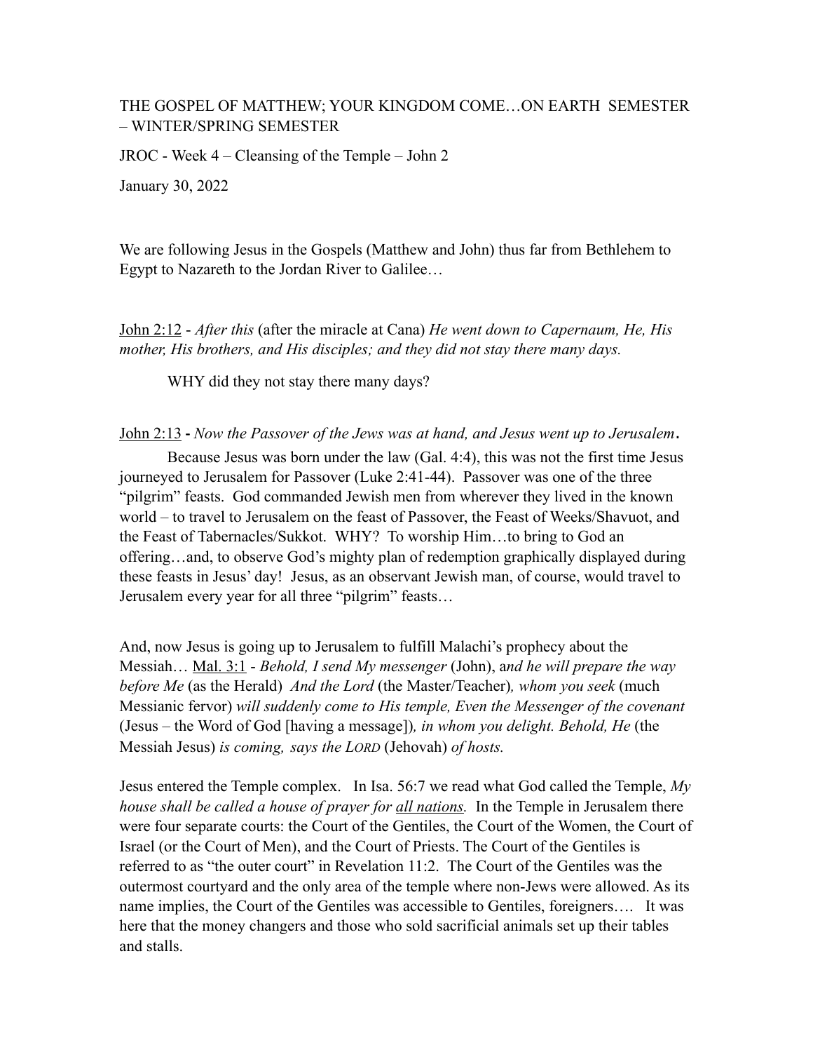THE GOSPEL OF MATTHEW; YOUR KINGDOM COME…ON EARTH SEMESTER – WINTER/SPRING SEMESTER

JROC - Week 4 – Cleansing of the Temple – John 2

January 30, 2022

We are following Jesus in the Gospels (Matthew and John) thus far from Bethlehem to Egypt to Nazareth to the Jordan River to Galilee…

John 2:12 - *After this* (after the miracle at Cana) *He went down to Capernaum, He, His mother, His brothers, and His disciples; and they did not stay there many days.*

WHY did they not stay there many days?

John 2:13 **-** *Now the Passover of the Jews was at hand, and Jesus went up to Jerusalem***.**

Because Jesus was born under the law (Gal. 4:4), this was not the first time Jesus journeyed to Jerusalem for Passover (Luke 2:41-44). Passover was one of the three "pilgrim" feasts. God commanded Jewish men from wherever they lived in the known world – to travel to Jerusalem on the feast of Passover, the Feast of Weeks/Shavuot, and the Feast of Tabernacles/Sukkot. WHY? To worship Him…to bring to God an offering…and, to observe God's mighty plan of redemption graphically displayed during these feasts in Jesus' day! Jesus, as an observant Jewish man, of course, would travel to Jerusalem every year for all three "pilgrim" feasts…

And, now Jesus is going up to Jerusalem to fulfill Malachi's prophecy about the Messiah… Mal. 3:1 - *Behold, I send My messenger* (John), a*nd he will prepare the way before Me* (as the Herald) *And the Lord* (the Master/Teacher)*, whom you seek* (much Messianic fervor) *will suddenly come to His temple, Even the Messenger of the covenant* (Jesus – the Word of God [having a message])*, in whom you delight. Behold, He* (the Messiah Jesus) *is coming, says the LORD* (Jehovah) *of hosts.*

Jesus entered the Temple complex. In Isa. 56:7 we read what God called the Temple, *My house shall be called a house of prayer for all nations.* In the Temple in Jerusalem there were four separate courts: the Court of the Gentiles, the Court of the Women, the Court of Israel (or the Court of Men), and the Court of Priests. The Court of the Gentiles is referred to as "the outer court" in Revelation 11:2. The Court of the Gentiles was the outermost courtyard and the only area of the temple where non-Jews were allowed. As its name implies, the Court of the Gentiles was accessible to Gentiles, foreigners…. It was here that the money changers and those who sold sacrificial animals set up their tables and stalls.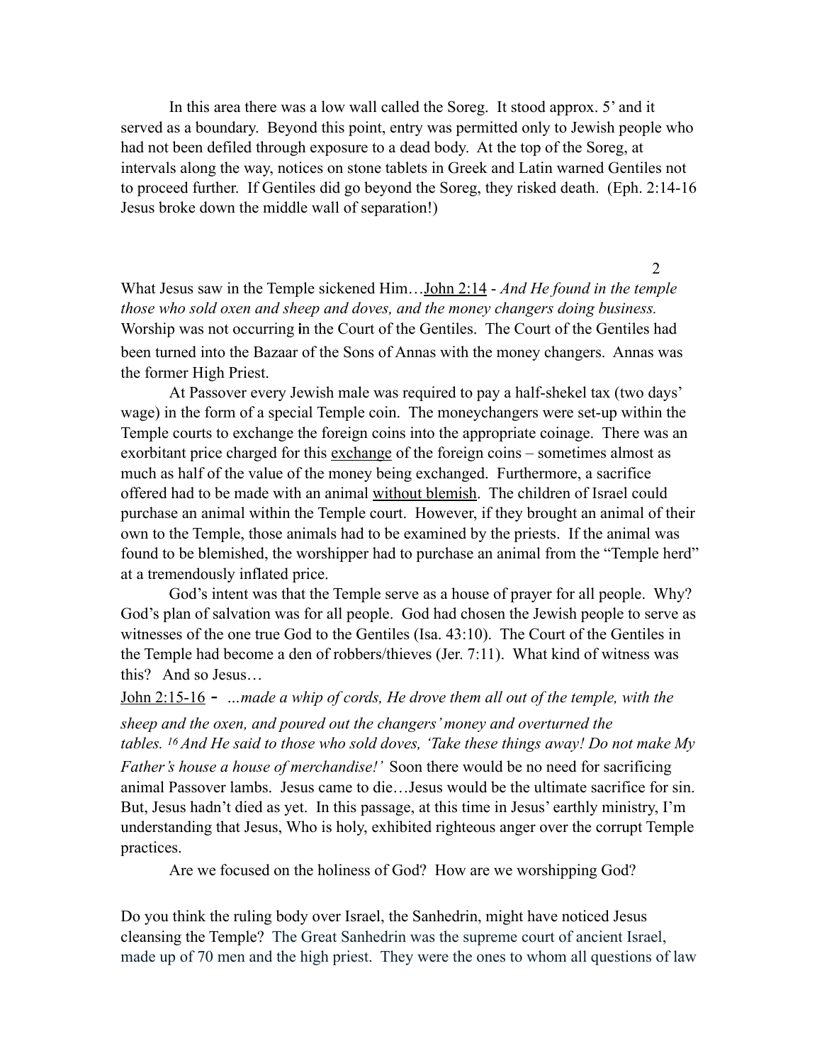In this area there was a low wall called the Soreg. It stood approx. 5' and it served as a boundary. Beyond this point, entry was permitted only to Jewish people who had not been defiled through exposure to a dead body. At the top of the Soreg, at intervals along the way, notices on stone tablets in Greek and Latin warned Gentiles not to proceed further. If Gentiles did go beyond the Soreg, they risked death. (Eph. 2:14-16 Jesus broke down the middle wall of separation!)

What Jesus saw in the Temple sickened Him…John 2:14 - *And He found in the temple those who sold oxen and sheep and doves, and the money changers doing business.* Worship was not occurring in the Court of the Gentiles. The Court of the Gentiles had been turned into the Bazaar of the Sons of Annas with the money changers. Annas was the former High Priest.

At Passover every Jewish male was required to pay a half-shekel tax (two days' wage) in the form of a special Temple coin. The moneychangers were set-up within the Temple courts to exchange the foreign coins into the appropriate coinage. There was an exorbitant price charged for this exchange of the foreign coins – sometimes almost as much as half of the value of the money being exchanged. Furthermore, a sacrifice offered had to be made with an animal without blemish. The children of Israel could purchase an animal within the Temple court. However, if they brought an animal of their own to the Temple, those animals had to be examined by the priests. If the animal was found to be blemished, the worshipper had to purchase an animal from the "Temple herd" at a tremendously inflated price.

God's intent was that the Temple serve as a house of prayer for all people. Why? God's plan of salvation was for all people. God had chosen the Jewish people to serve as witnesses of the one true God to the Gentiles (Isa. 43:10). The Court of the Gentiles in the Temple had become a den of robbers/thieves (Jer. 7:11). What kind of witness was this? And so Jesus…

John 2:15-16 - *…made a whip of cords, He drove them all out of the temple, with the sheep and the oxen, and poured out the changers' money and overturned the tables. 16 And He said to those who sold doves, 'Take these things away! Do not make My Father's house a house of merchandise!'* Soon there would be no need for sacrificing animal Passover lambs. Jesus came to die…Jesus would be the ultimate sacrifice for sin. But, Jesus hadn't died as yet. In this passage, at this time in Jesus' earthly ministry, I'm understanding that Jesus, Who is holy, exhibited righteous anger over the corrupt Temple practices.

Are we focused on the holiness of God? How are we worshipping God?

Do you think the ruling body over Israel, the Sanhedrin, might have noticed Jesus cleansing the Temple? The Great Sanhedrin was the supreme court of ancient Israel, made up of 70 men and the high priest. They were the ones to whom all questions of law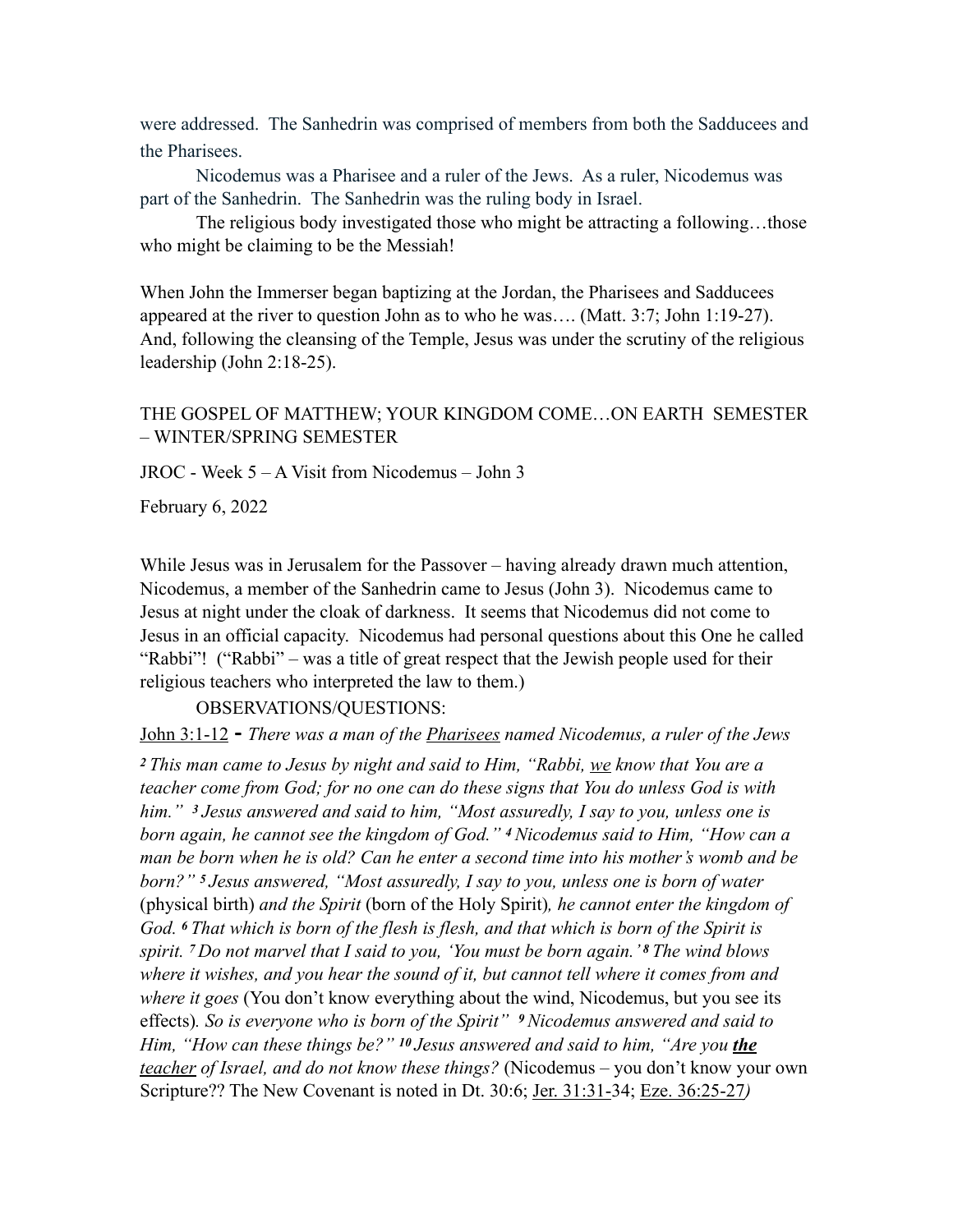were addressed. The Sanhedrin was comprised of members from both the Sadducees and the Pharisees.

Nicodemus was a Pharisee and a ruler of the Jews. As a ruler, Nicodemus was part of the Sanhedrin. The Sanhedrin was the ruling body in Israel.

The religious body investigated those who might be attracting a following…those who might be claiming to be the Messiah!

When John the Immerser began baptizing at the Jordan, the Pharisees and Sadducees appeared at the river to question John as to who he was…. (Matt. 3:7; John 1:19-27). And, following the cleansing of the Temple, Jesus was under the scrutiny of the religious leadership (John 2:18-25).

THE GOSPEL OF MATTHEW; YOUR KINGDOM COME…ON EARTH SEMESTER – WINTER/SPRING SEMESTER

JROC - Week 5 – A Visit from Nicodemus – John 3

February 6, 2022

While Jesus was in Jerusalem for the Passover – having already drawn much attention, Nicodemus, a member of the Sanhedrin came to Jesus (John 3). Nicodemus came to Jesus at night under the cloak of darkness. It seems that Nicodemus did not come to Jesus in an official capacity. Nicodemus had personal questions about this One he called "Rabbi"! ("Rabbi" – was a title of great respect that the Jewish people used for their religious teachers who interpreted the law to them.)

OBSERVATIONS/QUESTIONS:

<u>John 3:1-12</u> - *There was a man of the <u>Pharisees</u> named Nicodemus, a ruler of the Jews* *[2] This man came to Jesus by night and said to Him, "Rabbi, <u>we</u> know that You are a teacher come from God; for no one can do these signs that You do unless God is with him." [3] Jesus answered and said to him, "Most assuredly, I say to you, unless one is born again, he cannot see the kingdom of God." [4] Nicodemus said to Him, "How can a man be born when he is old? Can he enter a second time into his mother's womb and be born?" [5] Jesus answered, "Most assuredly, I say to you, unless one is born of water* (physical birth) *and the Spirit* (born of the Holy Spirit)*, he cannot enter the kingdom of God. [6] That which is born of the flesh is flesh, and that which is born of the Spirit is spirit. [7] Do not marvel that I said to you, 'You must be born again.' [8] The wind blows where it wishes, and you hear the sound of it, but cannot tell where it comes from and where it goes* (You don't know everything about the wind, Nicodemus, but you see its effects)*. So is everyone who is born of the Spirit" [9] Nicodemus answered and said to Him, "How can these things be?" [10] Jesus answered and said to him, "Are you **<u>the</u>** <u>teacher</u> of Israel, and do not know these things?* (Nicodemus – you don't know your own Scripture?? The New Covenant is noted in Dt. 30:6; <u>Jer. 31:31-</u>34; <u>Eze. 36:25-27</u>*)*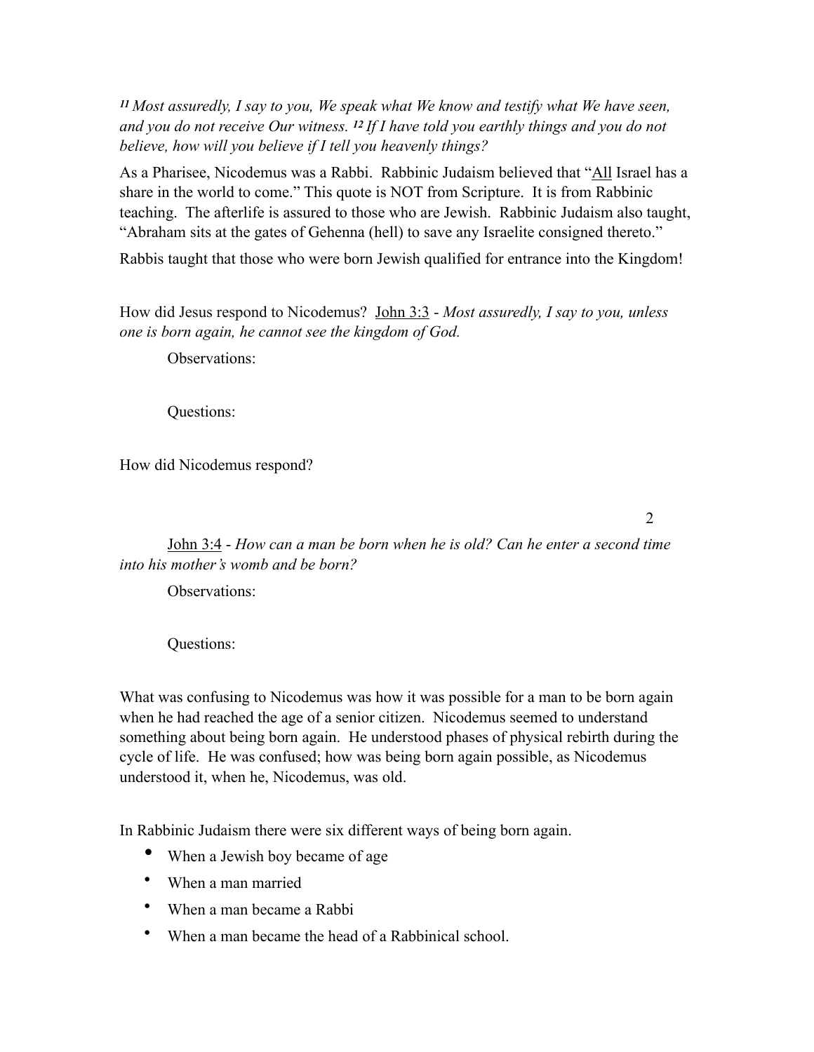*[11] Most assuredly, I say to you, We speak what We know and testify what We have seen, and you do not receive Our witness. [12] If I have told you earthly things and you do not believe, how will you believe if I tell you heavenly things?*

As a Pharisee, Nicodemus was a Rabbi. Rabbinic Judaism believed that "All Israel has a share in the world to come." This quote is NOT from Scripture. It is from Rabbinic teaching. The afterlife is assured to those who are Jewish. Rabbinic Judaism also taught, "Abraham sits at the gates of Gehenna (hell) to save any Israelite consigned thereto."

Rabbis taught that those who were born Jewish qualified for entrance into the Kingdom!

How did Jesus respond to Nicodemus? John 3:3 - *Most assuredly, I say to you, unless one is born again, he cannot see the kingdom of God.*

Observations:

Questions:

How did Nicodemus respond?

John 3:4 - *How can a man be born when he is old? Can he enter a second time into his mother's womb and be born?*

Observations:

Questions:

What was confusing to Nicodemus was how it was possible for a man to be born again when he had reached the age of a senior citizen. Nicodemus seemed to understand something about being born again. He understood phases of physical rebirth during the cycle of life. He was confused; how was being born again possible, as Nicodemus understood it, when he, Nicodemus, was old.

In Rabbinic Judaism there were six different ways of being born again.

- When a Jewish boy became of age
- When a man married
- When a man became a Rabbi
- When a man became the head of a Rabbinical school.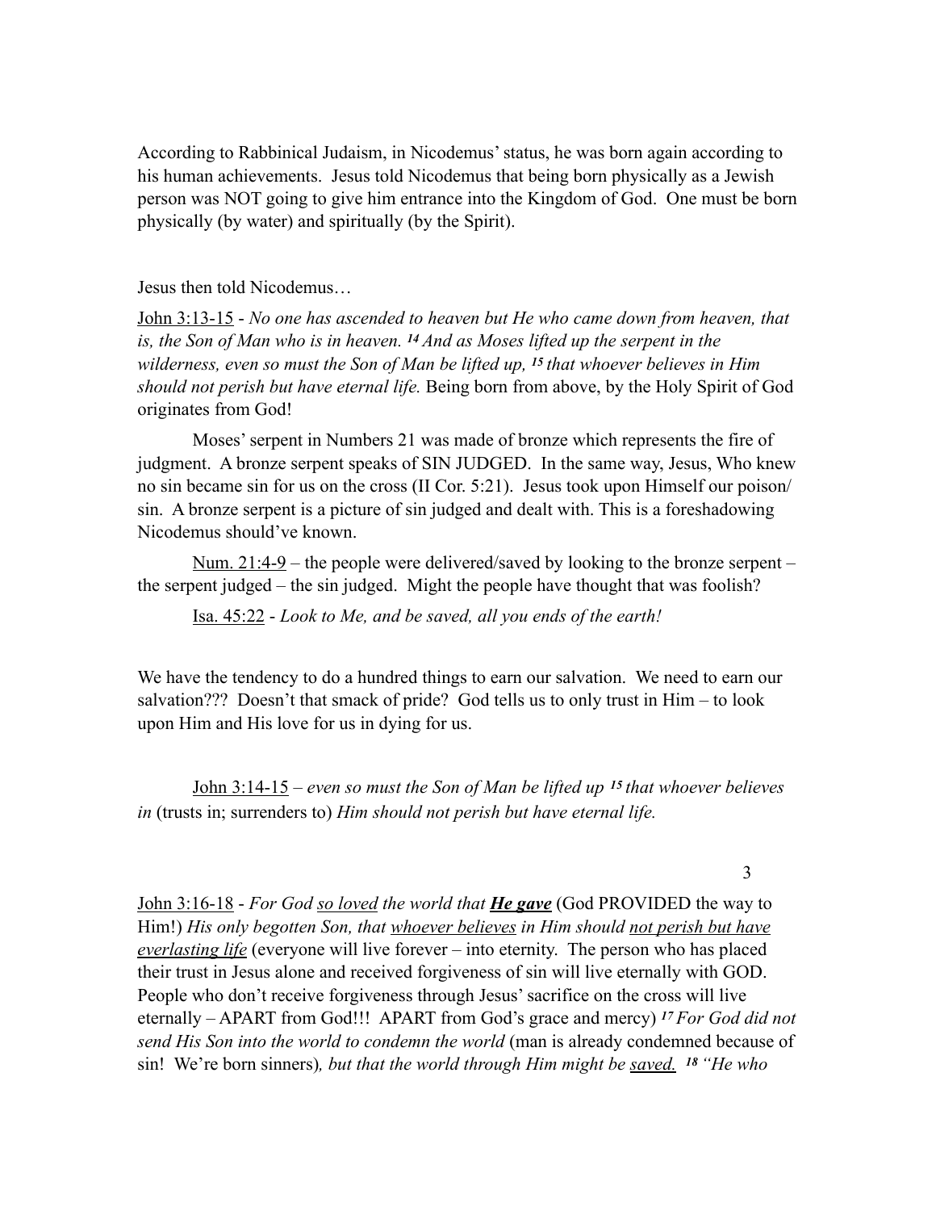According to Rabbinical Judaism, in Nicodemus' status, he was born again according to his human achievements. Jesus told Nicodemus that being born physically as a Jewish person was NOT going to give him entrance into the Kingdom of God. One must be born physically (by water) and spiritually (by the Spirit).

Jesus then told Nicodemus…

<u>John 3:13-15</u> - *No one has ascended to heaven but He who came down from heaven, that is, the Son of Man who is in heaven.* ***14*** *And as Moses lifted up the serpent in the wilderness, even so must the Son of Man be lifted up,* ***15*** *that whoever believes in Him should not perish but have eternal life.* Being born from above, by the Holy Spirit of God originates from God!

Moses' serpent in Numbers 21 was made of bronze which represents the fire of judgment. A bronze serpent speaks of SIN JUDGED. In the same way, Jesus, Who knew no sin became sin for us on the cross (II Cor. 5:21). Jesus took upon Himself our poison/ sin. A bronze serpent is a picture of sin judged and dealt with. This is a foreshadowing Nicodemus should've known.

<u>Num. 21:4-9</u> – the people were delivered/saved by looking to the bronze serpent – the serpent judged – the sin judged. Might the people have thought that was foolish?

<u>Isa. 45:22</u> - *Look to Me, and be saved, all you ends of the earth!*

We have the tendency to do a hundred things to earn our salvation. We need to earn our salvation??? Doesn't that smack of pride? God tells us to only trust in Him – to look upon Him and His love for us in dying for us.

<u>John 3:14-15</u> – *even so must the Son of Man be lifted up* ***15*** *that whoever believes in* (trusts in; surrenders to) *Him should not perish but have eternal life.*

<u>John 3:16-18</u> - *For God <u>so loved</u> the world that* ***<u>He gave</u>*** (God PROVIDED the way to Him!) *His only begotten Son, that <u>whoever believes</u> in Him should <u>not perish but have everlasting life</u>* (everyone will live forever – into eternity. The person who has placed their trust in Jesus alone and received forgiveness of sin will live eternally with GOD. People who don't receive forgiveness through Jesus' sacrifice on the cross will live eternally – APART from God!!! APART from God's grace and mercy) ***17*** *For God did not send His Son into the world to condemn the world* (man is already condemned because of sin! We're born sinners)*, but that the world through Him might be <u>saved.</u>* ***18*** *"He who*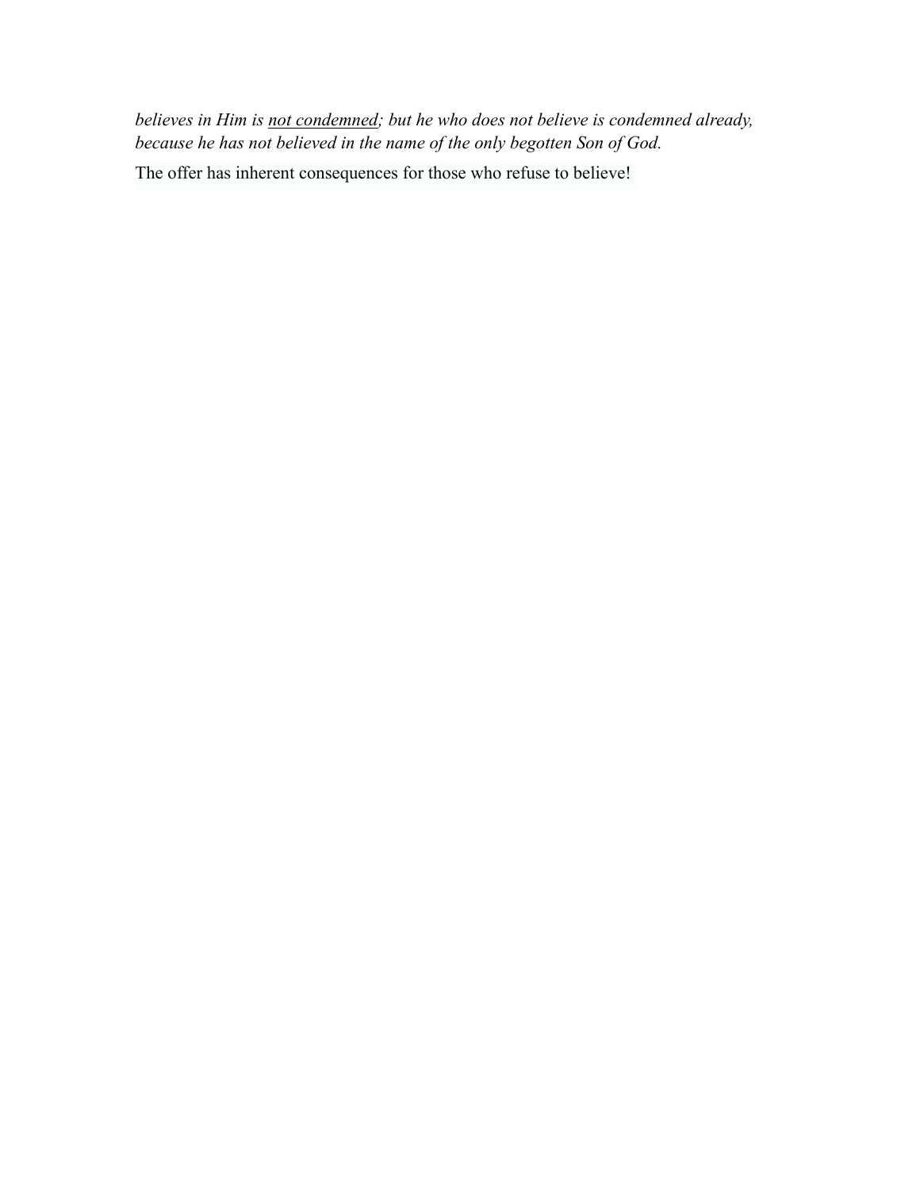*believes in Him is <u>not condemned</u>; but he who does not believe is condemned already, because he has not believed in the name of the only begotten Son of God.*

The offer has inherent consequences for those who refuse to believe!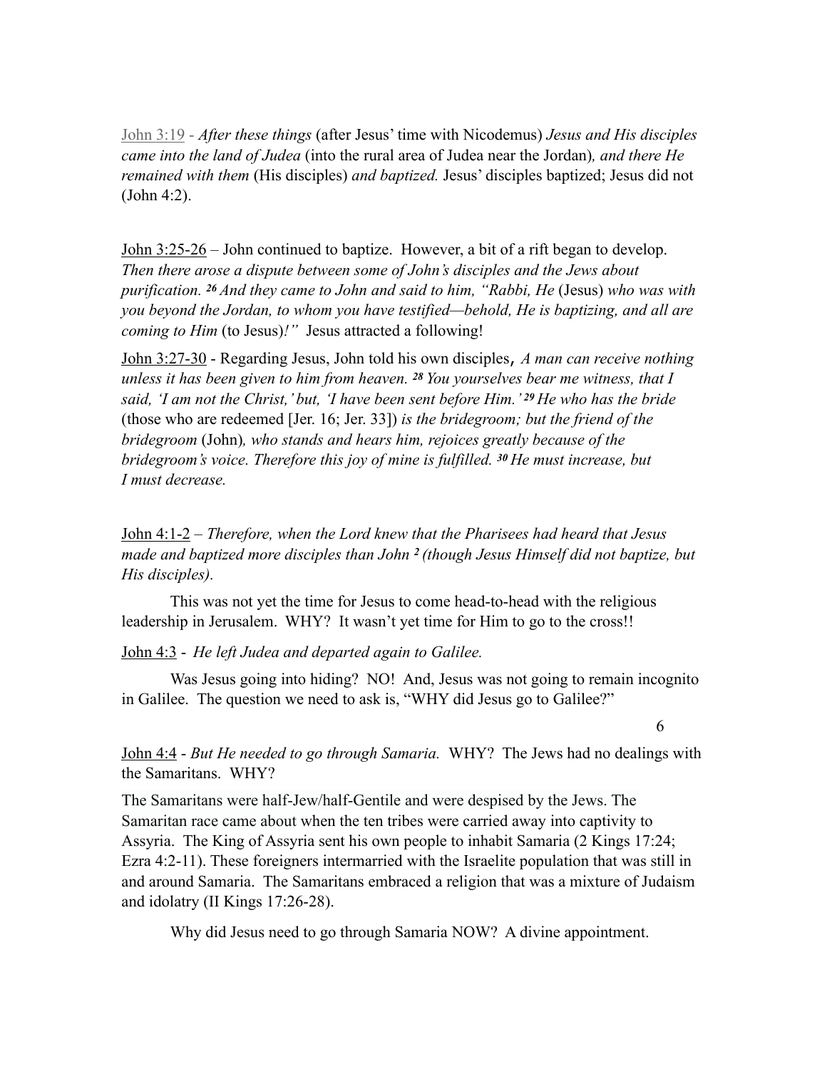John 3:19 - *After these things* (after Jesus' time with Nicodemus) *Jesus and His disciples came into the land of Judea* (into the rural area of Judea near the Jordan)*, and there He remained with them* (His disciples) *and baptized.* Jesus' disciples baptized; Jesus did not (John 4:2).

John 3:25-26 – John continued to baptize. However, a bit of a rift began to develop. *Then there arose a dispute between some of John's disciples and the Jews about purification.* *26* *And they came to John and said to him, "Rabbi, He* (Jesus) *who was with you beyond the Jordan, to whom you have testified—behold, He is baptizing, and all are coming to Him* (to Jesus)*!"* Jesus attracted a following!

John 3:27-30 - Regarding Jesus, John told his own disciples, *A man can receive nothing unless it has been given to him from heaven.* *28* *You yourselves bear me witness, that I said, 'I am not the Christ,' but, 'I have been sent before Him.'* *29* *He who has the bride* (those who are redeemed [Jer. 16; Jer. 33]) *is the bridegroom; but the friend of the bridegroom* (John)*, who stands and hears him, rejoices greatly because of the bridegroom's voice. Therefore this joy of mine is fulfilled.* *30* *He must increase, but I must decrease.*

John 4:1-2 – *Therefore, when the Lord knew that the Pharisees had heard that Jesus made and baptized more disciples than John* *2* *(though Jesus Himself did not baptize, but His disciples).*

This was not yet the time for Jesus to come head-to-head with the religious leadership in Jerusalem. WHY? It wasn't yet time for Him to go to the cross!!

John 4:3 - *He left Judea and departed again to Galilee.*

Was Jesus going into hiding? NO! And, Jesus was not going to remain incognito in Galilee. The question we need to ask is, "WHY did Jesus go to Galilee?"

John 4:4 - *But He needed to go through Samaria.* WHY? The Jews had no dealings with the Samaritans. WHY?

The Samaritans were half-Jew/half-Gentile and were despised by the Jews. The Samaritan race came about when the ten tribes were carried away into captivity to Assyria. The King of Assyria sent his own people to inhabit Samaria (2 Kings 17:24; Ezra 4:2-11). These foreigners intermarried with the Israelite population that was still in and around Samaria. The Samaritans embraced a religion that was a mixture of Judaism and idolatry (II Kings 17:26-28).

Why did Jesus need to go through Samaria NOW? A divine appointment.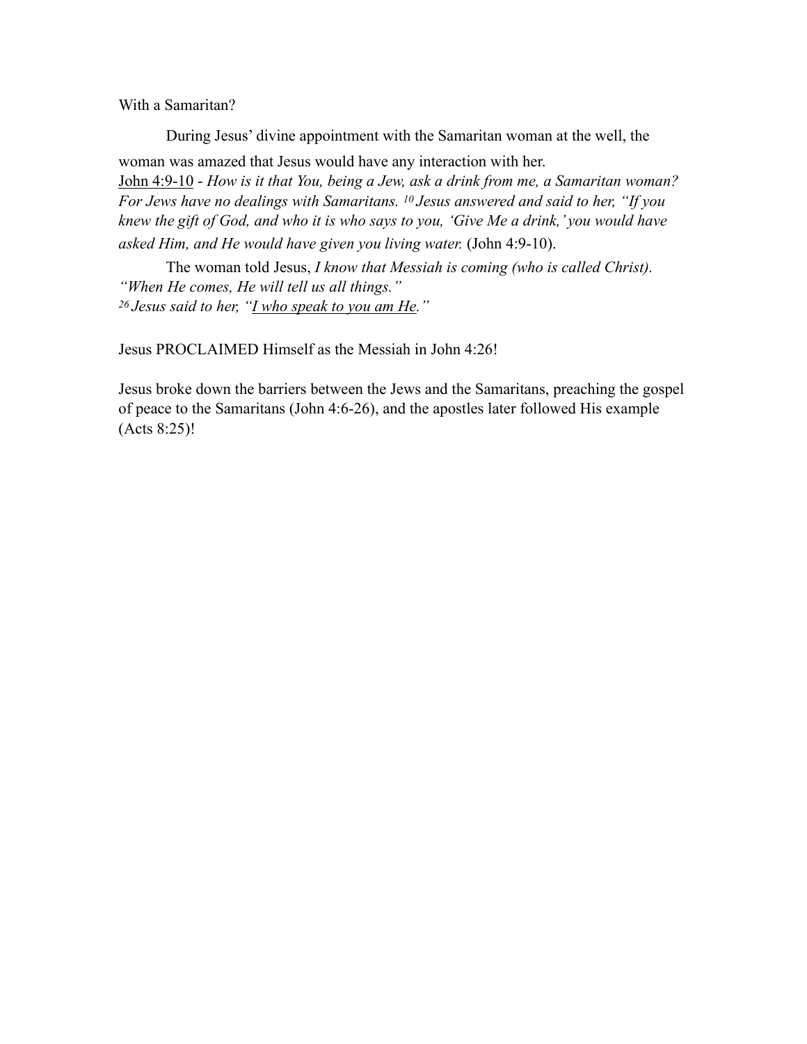With a Samaritan?

During Jesus' divine appointment with the Samaritan woman at the well, the woman was amazed that Jesus would have any interaction with her.

<u>John 4:9-10</u> - *How is it that You, being a Jew, ask a drink from me, a Samaritan woman? For Jews have no dealings with Samaritans. [10] Jesus answered and said to her, "If you knew the gift of God, and who it is who says to you, 'Give Me a drink,' you would have asked Him, and He would have given you living water.* (John 4:9-10).

The woman told Jesus, *I know that Messiah is coming (who is called Christ). "When He comes, He will tell us all things."*
*[26] Jesus said to her, "<u>I who speak to you am He</u>."*

Jesus PROCLAIMED Himself as the Messiah in John 4:26!

Jesus broke down the barriers between the Jews and the Samaritans, preaching the gospel of peace to the Samaritans (John 4:6-26), and the apostles later followed His example (Acts 8:25)!